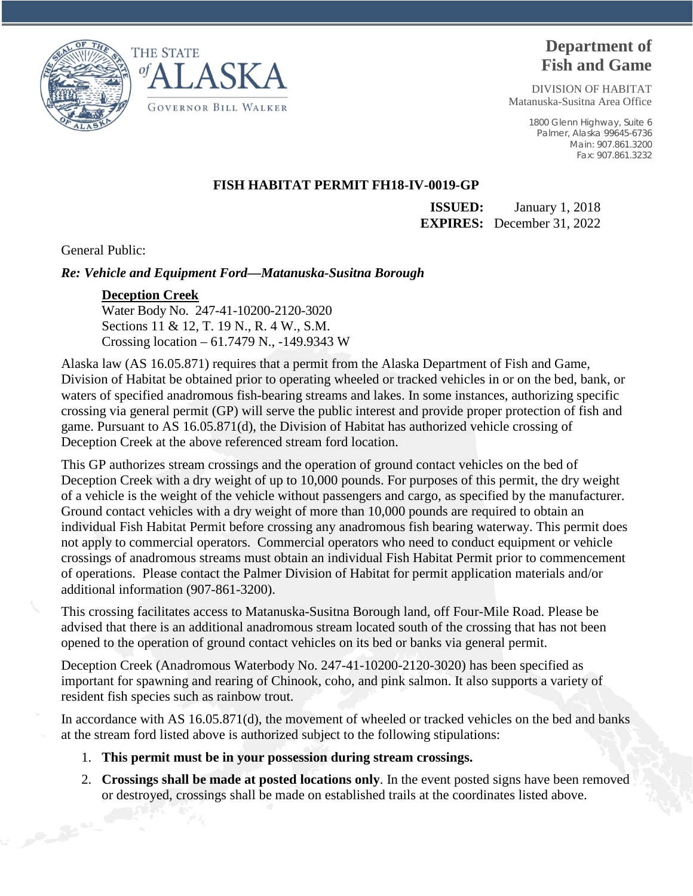THE STATE of ALASKA

GOVERNOR BILL WALKER

**Department of Fish and Game**

DIVISION OF HABITAT
Matanuska-Susitna Area Office

1800 Glenn Highway, Suite 6
Palmer, Alaska 99645-6736
Main: 907.861.3200
Fax: 907.861.3232

**FISH HABITAT PERMIT FH18-IV-0019-GP**

**ISSUED:** January 1, 2018
**EXPIRES:** December 31, 2022

General Public:

***Re: Vehicle and Equipment Ford—Matanuska-Susitna Borough***

**Deception Creek**
Water Body No. 247-41-10200-2120-3020
Sections 11 & 12, T. 19 N., R. 4 W., S.M.
Crossing location – 61.7479 N., -149.9343 W

Alaska law (AS 16.05.871) requires that a permit from the Alaska Department of Fish and Game, Division of Habitat be obtained prior to operating wheeled or tracked vehicles in or on the bed, bank, or waters of specified anadromous fish-bearing streams and lakes. In some instances, authorizing specific crossing via general permit (GP) will serve the public interest and provide proper protection of fish and game. Pursuant to AS 16.05.871(d), the Division of Habitat has authorized vehicle crossing of Deception Creek at the above referenced stream ford location.

This GP authorizes stream crossings and the operation of ground contact vehicles on the bed of Deception Creek with a dry weight of up to 10,000 pounds. For purposes of this permit, the dry weight of a vehicle is the weight of the vehicle without passengers and cargo, as specified by the manufacturer. Ground contact vehicles with a dry weight of more than 10,000 pounds are required to obtain an individual Fish Habitat Permit before crossing any anadromous fish bearing waterway. This permit does not apply to commercial operators. Commercial operators who need to conduct equipment or vehicle crossings of anadromous streams must obtain an individual Fish Habitat Permit prior to commencement of operations. Please contact the Palmer Division of Habitat for permit application materials and/or additional information (907-861-3200).

This crossing facilitates access to Matanuska-Susitna Borough land, off Four-Mile Road. Please be advised that there is an additional anadromous stream located south of the crossing that has not been opened to the operation of ground contact vehicles on its bed or banks via general permit.

Deception Creek (Anadromous Waterbody No. 247-41-10200-2120-3020) has been specified as important for spawning and rearing of Chinook, coho, and pink salmon. It also supports a variety of resident fish species such as rainbow trout.

In accordance with AS 16.05.871(d), the movement of wheeled or tracked vehicles on the bed and banks at the stream ford listed above is authorized subject to the following stipulations:

1. **This permit must be in your possession during stream crossings.**
2. **Crossings shall be made at posted locations only**. In the event posted signs have been removed or destroyed, crossings shall be made on established trails at the coordinates listed above.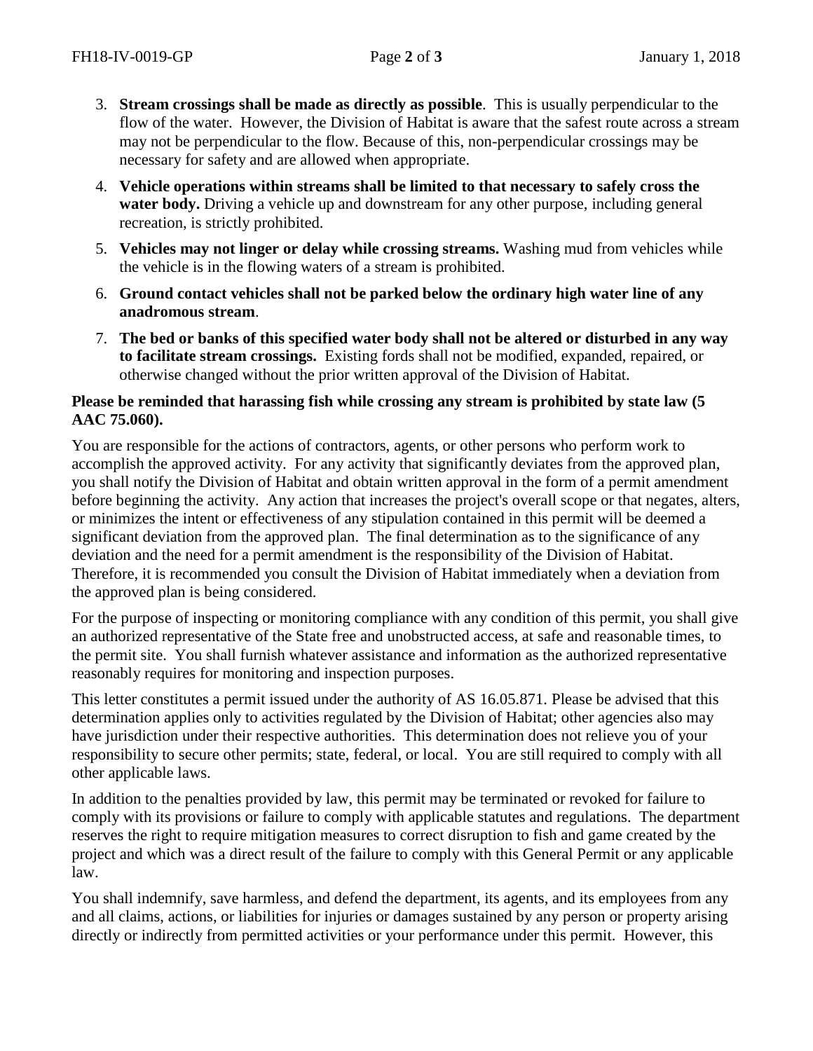3. **Stream crossings shall be made as directly as possible**. This is usually perpendicular to the flow of the water. However, the Division of Habitat is aware that the safest route across a stream may not be perpendicular to the flow. Because of this, non-perpendicular crossings may be necessary for safety and are allowed when appropriate.
4. **Vehicle operations within streams shall be limited to that necessary to safely cross the water body.** Driving a vehicle up and downstream for any other purpose, including general recreation, is strictly prohibited.
5. **Vehicles may not linger or delay while crossing streams.** Washing mud from vehicles while the vehicle is in the flowing waters of a stream is prohibited.
6. **Ground contact vehicles shall not be parked below the ordinary high water line of any anadromous stream**.
7. **The bed or banks of this specified water body shall not be altered or disturbed in any way to facilitate stream crossings.** Existing fords shall not be modified, expanded, repaired, or otherwise changed without the prior written approval of the Division of Habitat.

**Please be reminded that harassing fish while crossing any stream is prohibited by state law (5 AAC 75.060).**

You are responsible for the actions of contractors, agents, or other persons who perform work to accomplish the approved activity. For any activity that significantly deviates from the approved plan, you shall notify the Division of Habitat and obtain written approval in the form of a permit amendment before beginning the activity. Any action that increases the project's overall scope or that negates, alters, or minimizes the intent or effectiveness of any stipulation contained in this permit will be deemed a significant deviation from the approved plan. The final determination as to the significance of any deviation and the need for a permit amendment is the responsibility of the Division of Habitat. Therefore, it is recommended you consult the Division of Habitat immediately when a deviation from the approved plan is being considered.

For the purpose of inspecting or monitoring compliance with any condition of this permit, you shall give an authorized representative of the State free and unobstructed access, at safe and reasonable times, to the permit site. You shall furnish whatever assistance and information as the authorized representative reasonably requires for monitoring and inspection purposes.

This letter constitutes a permit issued under the authority of AS 16.05.871. Please be advised that this determination applies only to activities regulated by the Division of Habitat; other agencies also may have jurisdiction under their respective authorities. This determination does not relieve you of your responsibility to secure other permits; state, federal, or local. You are still required to comply with all other applicable laws.

In addition to the penalties provided by law, this permit may be terminated or revoked for failure to comply with its provisions or failure to comply with applicable statutes and regulations. The department reserves the right to require mitigation measures to correct disruption to fish and game created by the project and which was a direct result of the failure to comply with this General Permit or any applicable law.

You shall indemnify, save harmless, and defend the department, its agents, and its employees from any and all claims, actions, or liabilities for injuries or damages sustained by any person or property arising directly or indirectly from permitted activities or your performance under this permit. However, this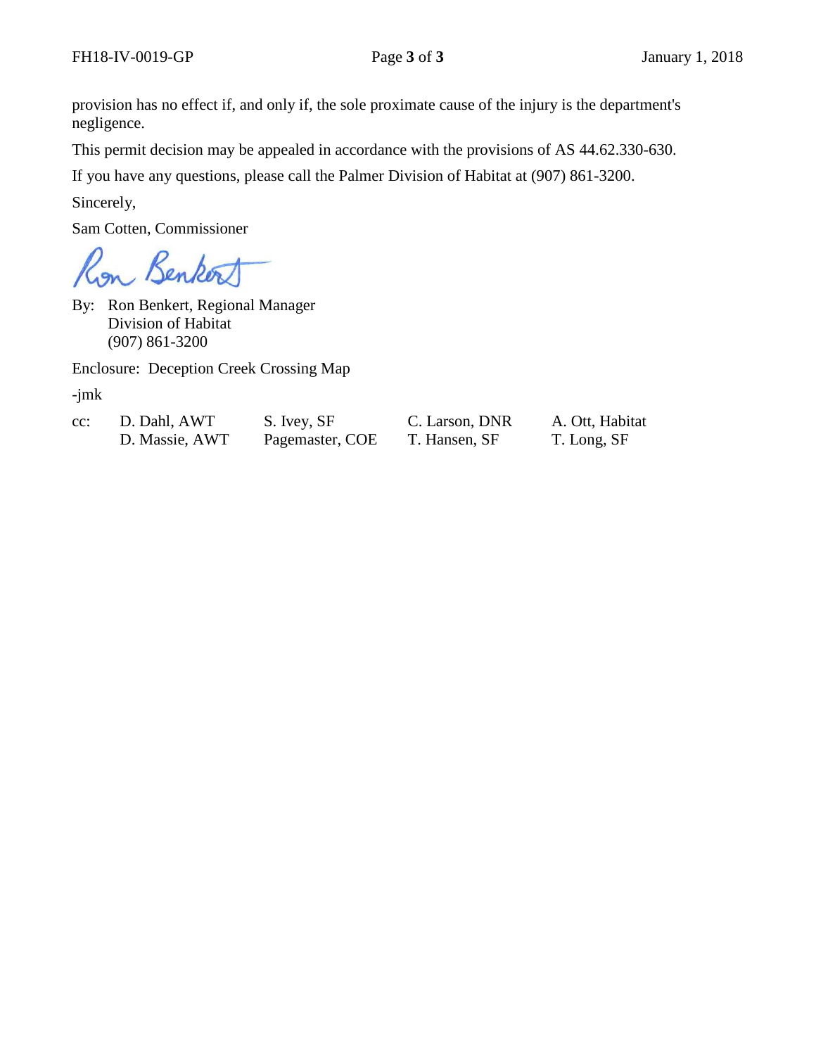provision has no effect if, and only if, the sole proximate cause of the injury is the department's negligence.

This permit decision may be appealed in accordance with the provisions of AS 44.62.330-630.

If you have any questions, please call the Palmer Division of Habitat at (907) 861-3200.

Sincerely,

Sam Cotten, Commissioner

By: Ron Benkert, Regional Manager
Division of Habitat
(907) 861-3200

Enclosure: Deception Creek Crossing Map

-jmk

| cc: | D. Dahl, AWT | S. Ivey, SF | C. Larson, DNR | A. Ott, Habitat |
|---|---|---|---|---|
| | D. Massie, AWT | Pagemaster, COE | T. Hansen, SF | T. Long, SF |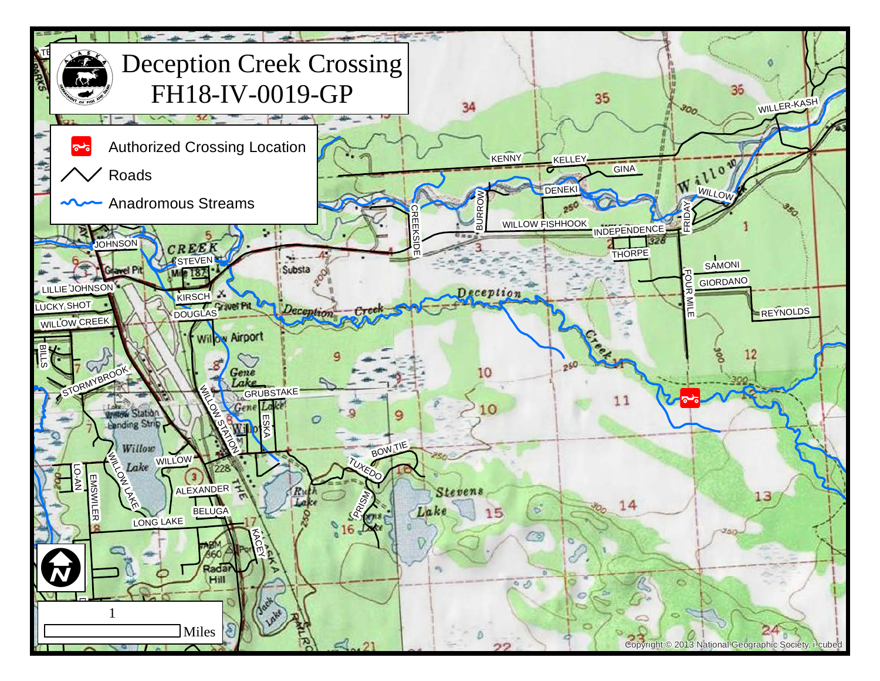# Deception Creek Crossing
## FH18-IV-0019-GP

- Authorized Crossing Location
- Roads
- Anadromous Streams

1

Miles

Copyright:© 2013 National Geographic Society, i-cubed